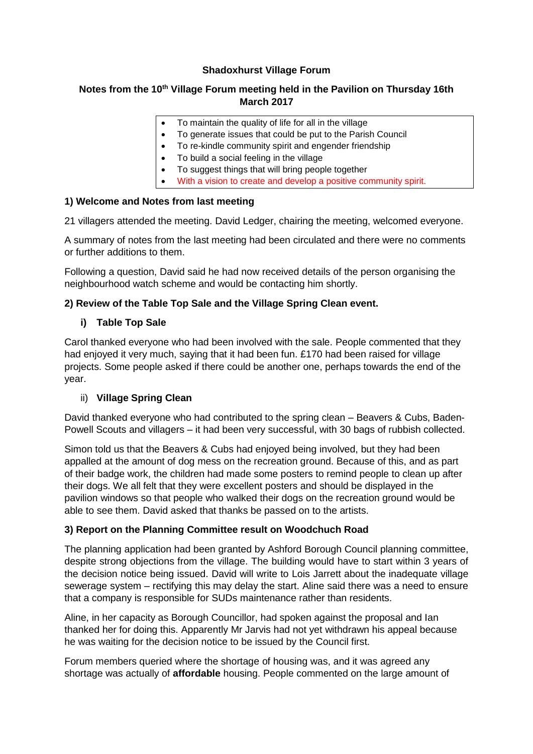# Shadoxhurst Village Forum

## Notes from the 10th Village Forum meeting held in the Pavilion on Thursday 16th March 2017

- To maintain the quality of life for all in the village
- To generate issues that could be put to the Parish Council
- To re-kindle community spirit and engender friendship
- To build a social feeling in the village
- To suggest things that will bring people together
- With a vision to create and develop a positive community spirit.

### 1) Welcome and Notes from last meeting

21 villagers attended the meeting. David Ledger, chairing the meeting, welcomed everyone.

A summary of notes from the last meeting had been circulated and there were no comments or further additions to them.

Following a question, David said he had now received details of the person organising the neighbourhood watch scheme and would be contacting him shortly.

### 2) Review of the Table Top Sale and the Village Spring Clean event.

#### i) Table Top Sale

Carol thanked everyone who had been involved with the sale. People commented that they had enjoyed it very much, saying that it had been fun. £170 had been raised for village projects. Some people asked if there could be another one, perhaps towards the end of the year.

#### ii) Village Spring Clean

David thanked everyone who had contributed to the spring clean – Beavers & Cubs, Baden-Powell Scouts and villagers – it had been very successful, with 30 bags of rubbish collected.

Simon told us that the Beavers & Cubs had enjoyed being involved, but they had been appalled at the amount of dog mess on the recreation ground. Because of this, and as part of their badge work, the children had made some posters to remind people to clean up after their dogs. We all felt that they were excellent posters and should be displayed in the pavilion windows so that people who walked their dogs on the recreation ground would be able to see them. David asked that thanks be passed on to the artists.

### 3) Report on the Planning Committee result on Woodchuch Road

The planning application had been granted by Ashford Borough Council planning committee, despite strong objections from the village. The building would have to start within 3 years of the decision notice being issued. David will write to Lois Jarrett about the inadequate village sewerage system – rectifying this may delay the start. Aline said there was a need to ensure that a company is responsible for SUDs maintenance rather than residents.

Aline, in her capacity as Borough Councillor, had spoken against the proposal and Ian thanked her for doing this. Apparently Mr Jarvis had not yet withdrawn his appeal because he was waiting for the decision notice to be issued by the Council first.

Forum members queried where the shortage of housing was, and it was agreed any shortage was actually of **affordable** housing. People commented on the large amount of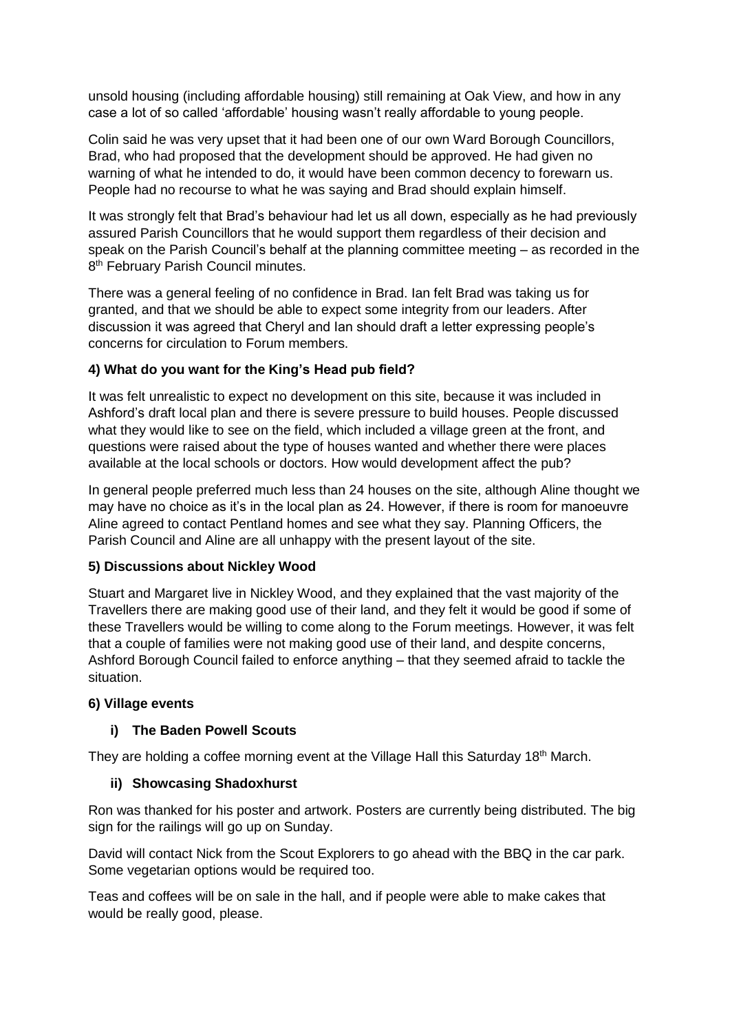unsold housing (including affordable housing) still remaining at Oak View, and how in any case a lot of so called 'affordable' housing wasn't really affordable to young people.

Colin said he was very upset that it had been one of our own Ward Borough Councillors, Brad, who had proposed that the development should be approved. He had given no warning of what he intended to do, it would have been common decency to forewarn us. People had no recourse to what he was saying and Brad should explain himself.

It was strongly felt that Brad's behaviour had let us all down, especially as he had previously assured Parish Councillors that he would support them regardless of their decision and speak on the Parish Council's behalf at the planning committee meeting – as recorded in the 8th February Parish Council minutes.

There was a general feeling of no confidence in Brad. Ian felt Brad was taking us for granted, and that we should be able to expect some integrity from our leaders. After discussion it was agreed that Cheryl and Ian should draft a letter expressing people's concerns for circulation to Forum members.

### 4) What do you want for the King's Head pub field?

It was felt unrealistic to expect no development on this site, because it was included in Ashford's draft local plan and there is severe pressure to build houses. People discussed what they would like to see on the field, which included a village green at the front, and questions were raised about the type of houses wanted and whether there were places available at the local schools or doctors. How would development affect the pub?

In general people preferred much less than 24 houses on the site, although Aline thought we may have no choice as it's in the local plan as 24. However, if there is room for manoeuvre Aline agreed to contact Pentland homes and see what they say. Planning Officers, the Parish Council and Aline are all unhappy with the present layout of the site.

### 5) Discussions about Nickley Wood

Stuart and Margaret live in Nickley Wood, and they explained that the vast majority of the Travellers there are making good use of their land, and they felt it would be good if some of these Travellers would be willing to come along to the Forum meetings. However, it was felt that a couple of families were not making good use of their land, and despite concerns, Ashford Borough Council failed to enforce anything – that they seemed afraid to tackle the situation.

### 6) Village events

#### i) The Baden Powell Scouts

They are holding a coffee morning event at the Village Hall this Saturday 18th March.

#### ii) Showcasing Shadoxhurst

Ron was thanked for his poster and artwork. Posters are currently being distributed. The big sign for the railings will go up on Sunday.

David will contact Nick from the Scout Explorers to go ahead with the BBQ in the car park. Some vegetarian options would be required too.

Teas and coffees will be on sale in the hall, and if people were able to make cakes that would be really good, please.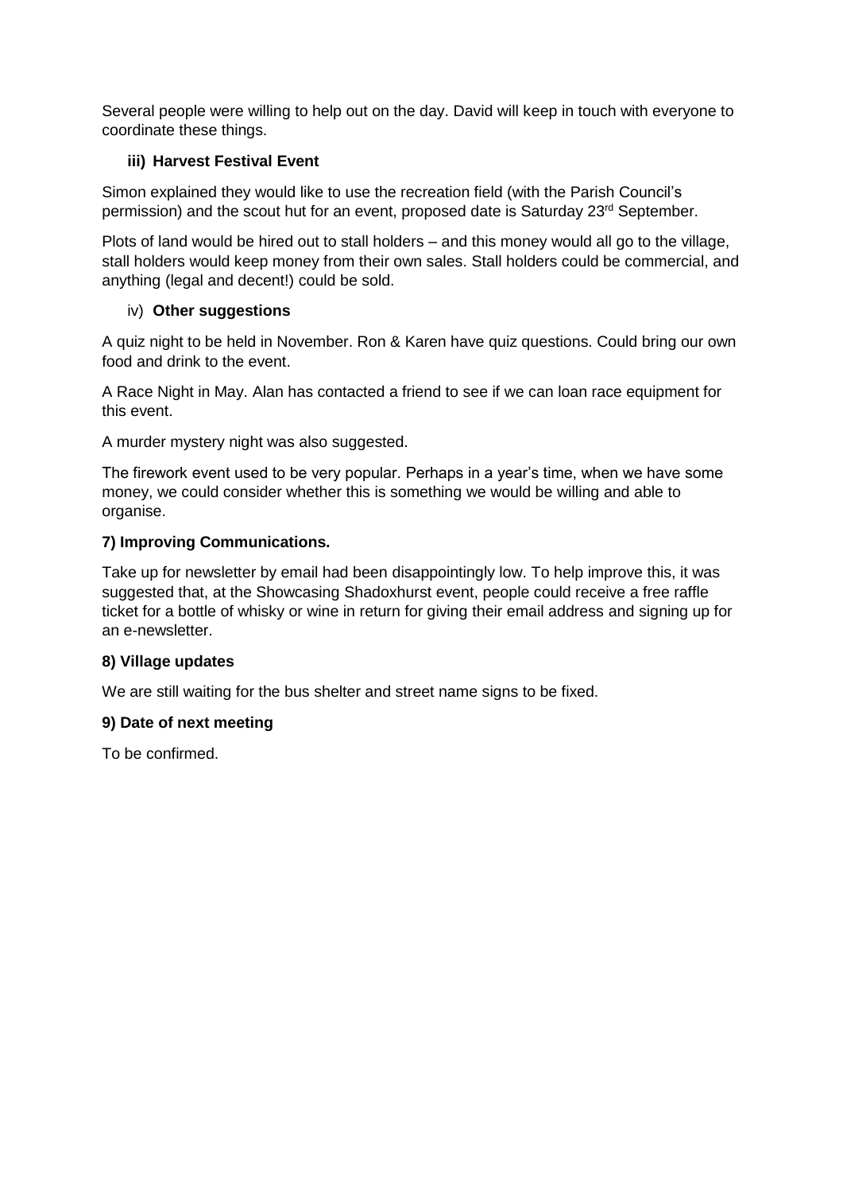Several people were willing to help out on the day. David will keep in touch with everyone to coordinate these things.

**iii) Harvest Festival Event**

Simon explained they would like to use the recreation field (with the Parish Council's permission) and the scout hut for an event, proposed date is Saturday 23rd September.

Plots of land would be hired out to stall holders – and this money would all go to the village, stall holders would keep money from their own sales. Stall holders could be commercial, and anything (legal and decent!) could be sold.

iv) **Other suggestions**

A quiz night to be held in November. Ron & Karen have quiz questions. Could bring our own food and drink to the event.

A Race Night in May. Alan has contacted a friend to see if we can loan race equipment for this event.

A murder mystery night was also suggested.

The firework event used to be very popular. Perhaps in a year's time, when we have some money, we could consider whether this is something we would be willing and able to organise.

**7) Improving Communications.**

Take up for newsletter by email had been disappointingly low. To help improve this, it was suggested that, at the Showcasing Shadoxhurst event, people could receive a free raffle ticket for a bottle of whisky or wine in return for giving their email address and signing up for an e-newsletter.

**8) Village updates**

We are still waiting for the bus shelter and street name signs to be fixed.

**9) Date of next meeting**

To be confirmed.